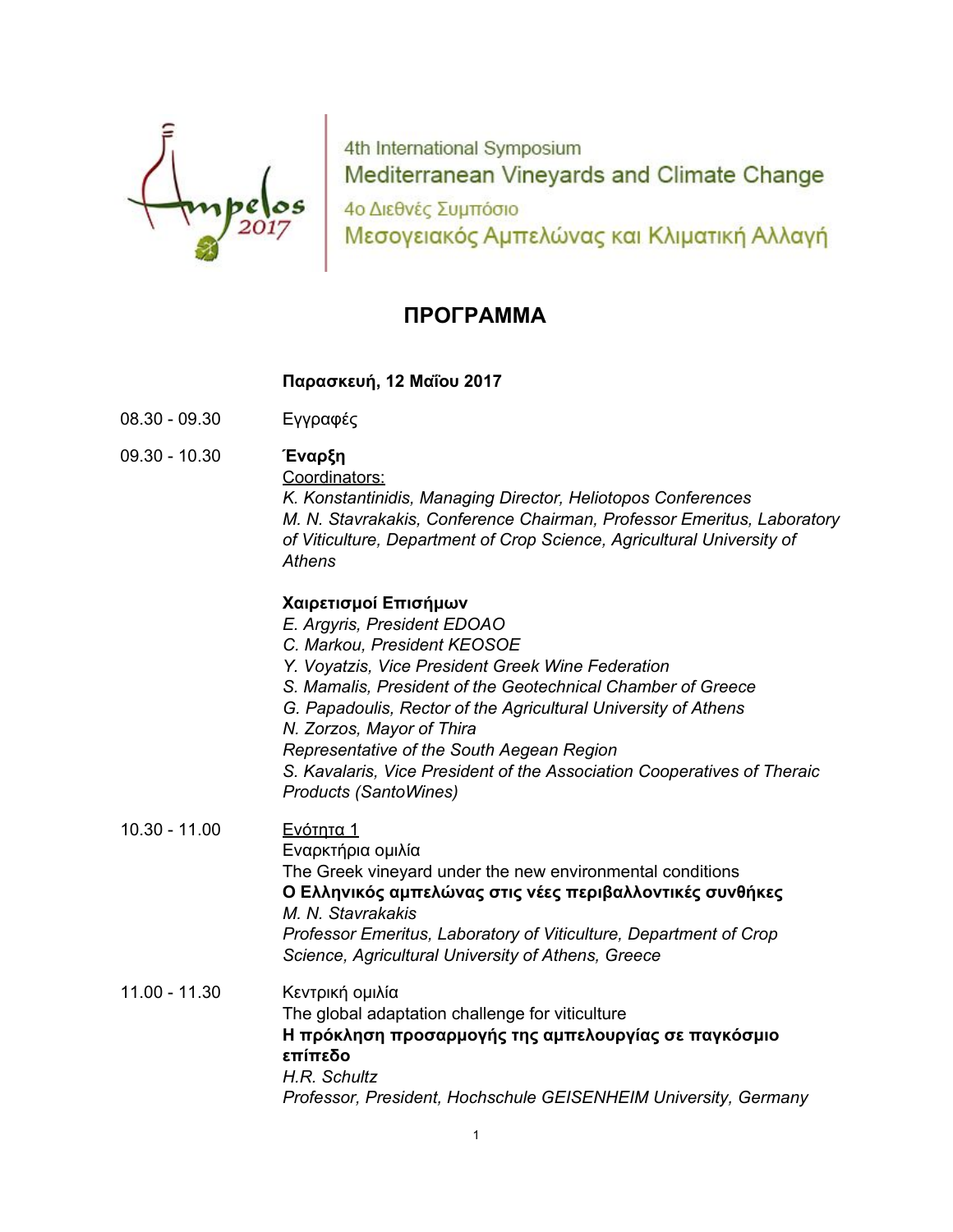4th International Symposium
Mediterranean Vineyards and Climate Change
4ο Διεθνές Συμπόσιο
Μεσογειακός Αμπελώνας και Κλιματική Αλλαγή

# ΠΡΟΓΡΑΜΜΑ

**Παρασκευή, 12 Μαΐου 2017**

08.30 - 09.30 Εγγραφές

09.30 - 10.30 **Έναρξη**

Coordinators:

*K. Konstantinidis, Managing Director, Heliotopos Conferences*
*M. N. Stavrakakis, Conference Chairman, Professor Emeritus, Laboratory of Viticulture, Department of Crop Science, Agricultural University of Athens*

**Χαιρετισμοί Επισήμων**

*E. Argyris, President EDOAO*
*C. Markou, President KEOSOE*
*Y. Voyatzis, Vice President Greek Wine Federation*
*S. Mamalis, President of the Geotechnical Chamber of Greece*
*G. Papadoulis, Rector of the Agricultural University of Athens*
*N. Zorzos, Mayor of Thira*
*Representative of the South Aegean Region*
*S. Kavalaris, Vice President of the Association Cooperatives of Theraic Products (SantoWines)*

10.30 - 11.00 Ενότητα 1

Εναρκτήρια ομιλία
The Greek vineyard under the new environmental conditions
**Ο Ελληνικός αμπελώνας στις νέες περιβαλλοντικές συνθήκες**
*M. N. Stavrakakis*
*Professor Emeritus, Laboratory of Viticulture, Department of Crop Science, Agricultural University of Athens, Greece*

11.00 - 11.30 Κεντρική ομιλία

The global adaptation challenge for viticulture
**Η πρόκληση προσαρμογής της αμπελουργίας σε παγκόσμιο επίπεδο**
*H.R. Schultz*
*Professor, President, Hochschule GEISENHEIM University, Germany*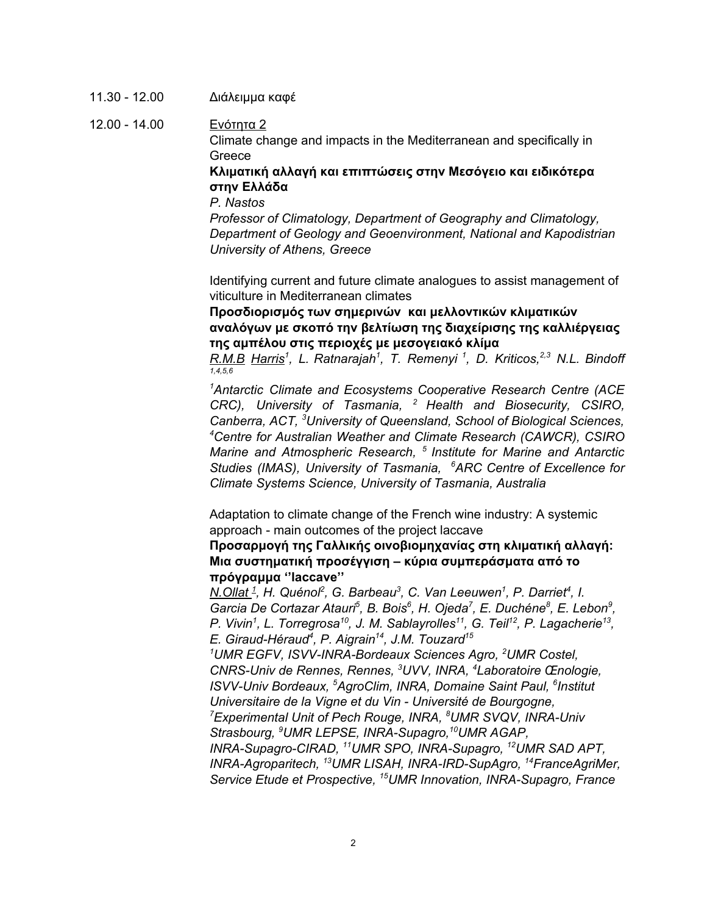11.30 - 12.00 Διάλειμμα καφέ

12.00 - 14.00 <u>Ενότητα 2</u>

Climate change and impacts in the Mediterranean and specifically in Greece

**Κλιματική αλλαγή και επιπτώσεις στην Μεσόγειο και ειδικότερα στην Ελλάδα**

*P. Nastos*

*Professor of Climatology, Department of Geography and Climatology, Department of Geology and Geoenvironment, National and Kapodistrian University of Athens, Greece*

Identifying current and future climate analogues to assist management of viticulture in Mediterranean climates

**Προσδιορισμός των σημερινών και μελλοντικών κλιματικών αναλόγων με σκοπό την βελτίωση της διαχείρισης της καλλιέργειας της αμπέλου στις περιοχές με μεσογειακό κλίμα**

*<u>R.M.B Harris</u>[1], L. Ratnarajah[1], T. Remenyi [1], D. Kriticos,[2,3] N.L. Bindoff [1,4,5,6]*

*[1]Antarctic Climate and Ecosystems Cooperative Research Centre (ACE CRC), University of Tasmania, [2] Health and Biosecurity, CSIRO, Canberra, ACT, [3]University of Queensland, School of Biological Sciences, [4]Centre for Australian Weather and Climate Research (CAWCR), CSIRO Marine and Atmospheric Research, [5] Institute for Marine and Antarctic Studies (IMAS), University of Tasmania, [6]ARC Centre of Excellence for Climate Systems Science, University of Tasmania, Australia*

Adaptation to climate change of the French wine industry: A systemic approach - main outcomes of the project laccave

**Προσαρμογή της Γαλλικής οινοβιομηχανίας στη κλιματική αλλαγή: Μια συστηματική προσέγγιση – κύρια συμπεράσματα από το πρόγραμμα ''laccave''**

*<u>N.Ollat [1]</u>, H. Quénol[2], G. Barbeau[3], C. Van Leeuwen[1], P. Darriet[4], I. Garcia De Cortazar Atauri[5], B. Bois[6], H. Ojeda[7], E. Duchéne[8], E. Lebon[9], P. Vivin[1], L. Torregrosa[10], J. M. Sablayrolles[11], G. Teil[12], P. Lagacherie[13], E. Giraud-Héraud[4], P. Aigrain[14], J.M. Touzard[15]*

*[1]UMR EGFV, ISVV-INRA-Bordeaux Sciences Agro, [2]UMR Costel, CNRS-Univ de Rennes, Rennes, [3]UVV, INRA, [4]Laboratoire Œnologie, ISVV-Univ Bordeaux, [5]AgroClim, INRA, Domaine Saint Paul, [6]Institut Universitaire de la Vigne et du Vin - Université de Bourgogne, [7]Experimental Unit of Pech Rouge, INRA, [8]UMR SVQV, INRA-Univ Strasbourg, [9]UMR LEPSE, INRA-Supagro,[10]UMR AGAP, INRA-Supagro-CIRAD, [11]UMR SPO, INRA-Supagro, [12]UMR SAD APT, INRA-Agroparitech, [13]UMR LISAH, INRA-IRD-SupAgro, [14]FranceAgriMer, Service Etude et Prospective, [15]UMR Innovation, INRA-Supagro, France*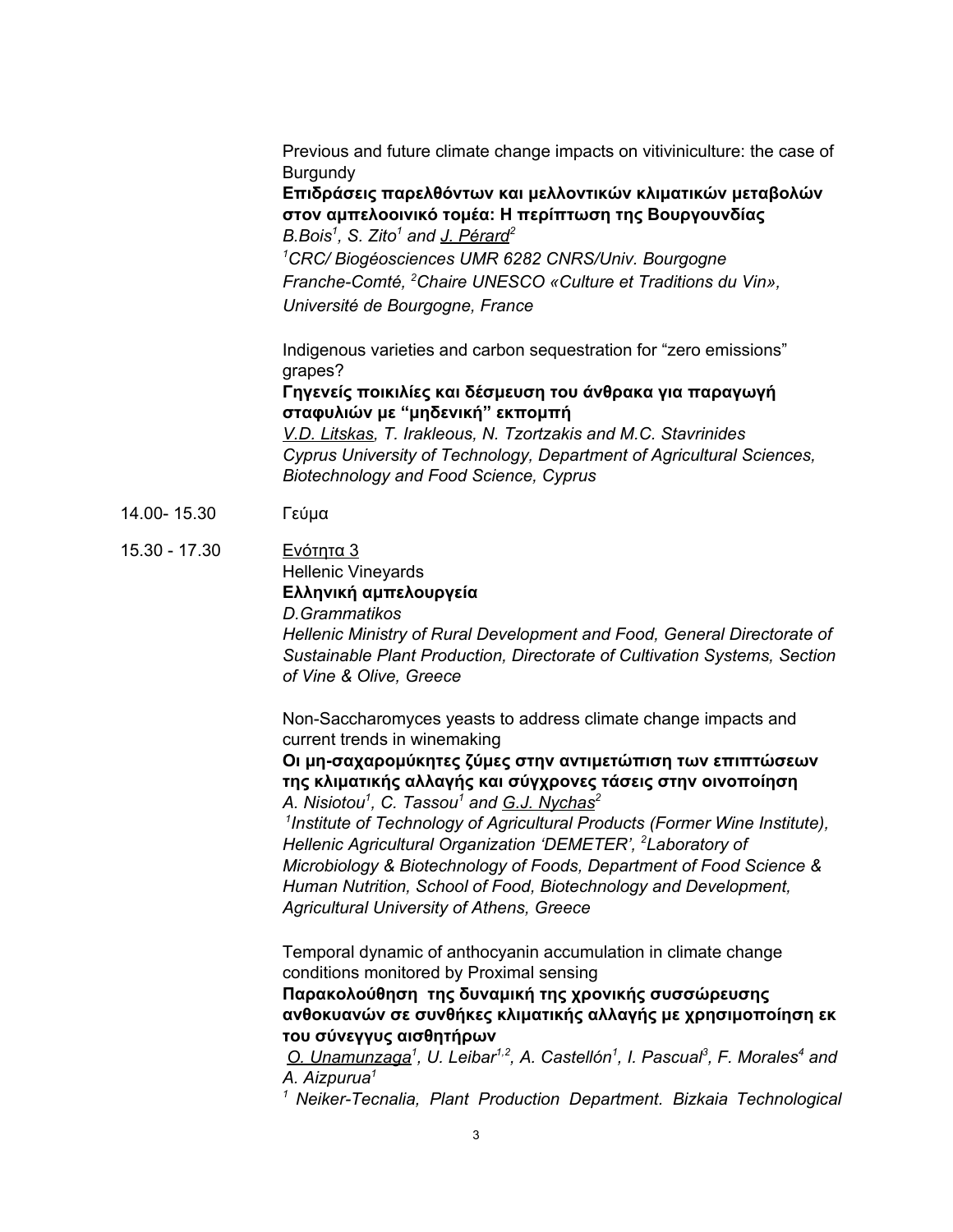Previous and future climate change impacts on vitiviniculture: the case of Burgundy

**Επιδράσεις παρελθόντων και μελλοντικών κλιματικών μεταβολών στον αμπελοοινικό τομέα: Η περίπτωση της Βουργουνδίας**

*B.Bois[1], S. Zito[1] and <u>J. Pérard</u>[2]*

*[1]CRC/ Biogéosciences UMR 6282 CNRS/Univ. Bourgogne Franche-Comté, [2]Chaire UNESCO «Culture et Traditions du Vin», Université de Bourgogne, France*

Indigenous varieties and carbon sequestration for “zero emissions” grapes?

**Γηγενείς ποικιλίες και δέσμευση του άνθρακα για παραγωγή σταφυλιών με “μηδενική” εκπομπή**

*<u>V.D. Litskas</u>, T. Irakleous, N. Tzortzakis and M.C. Stavrinides*

*Cyprus University of Technology, Department of Agricultural Sciences, Biotechnology and Food Science, Cyprus*

14.00- 15.30 Γεύμα

15.30 - 17.30 <u>Ενότητα 3</u>

Hellenic Vineyards

**Ελληνική αμπελουργεία**

*D.Grammatikos*

*Hellenic Ministry of Rural Development and Food, General Directorate of Sustainable Plant Production, Directorate of Cultivation Systems, Section of Vine & Olive, Greece*

Non-Saccharomyces yeasts to address climate change impacts and current trends in winemaking

**Οι μη-σαχαρομύκητες ζύμες στην αντιμετώπιση των επιπτώσεων της κλιματικής αλλαγής και σύγχρονες τάσεις στην οινοποίηση**

*A. Nisiotou[1], C. Tassou[1] and <u>G.J. Nychas</u>[2]*

*[1]Institute of Technology of Agricultural Products (Former Wine Institute), Hellenic Agricultural Organization ‘DEMETER’, [2]Laboratory of Microbiology & Biotechnology of Foods, Department of Food Science & Human Nutrition, School of Food, Biotechnology and Development, Agricultural University of Athens, Greece*

Temporal dynamic of anthocyanin accumulation in climate change conditions monitored by Proximal sensing

**Παρακολούθηση της δυναμική της χρονικής συσσώρευσης ανθοκυανών σε συνθήκες κλιματικής αλλαγής με χρησιμοποίηση εκ του σύνεγγυς αισθητήρων**

*<u>O. Unamunzaga</u>[1], U. Leibar[1,2], A. Castellón[1], I. Pascual[3], F. Morales[4] and A. Aizpurua[1]*

*[1] Neiker-Tecnalia, Plant Production Department. Bizkaia Technological*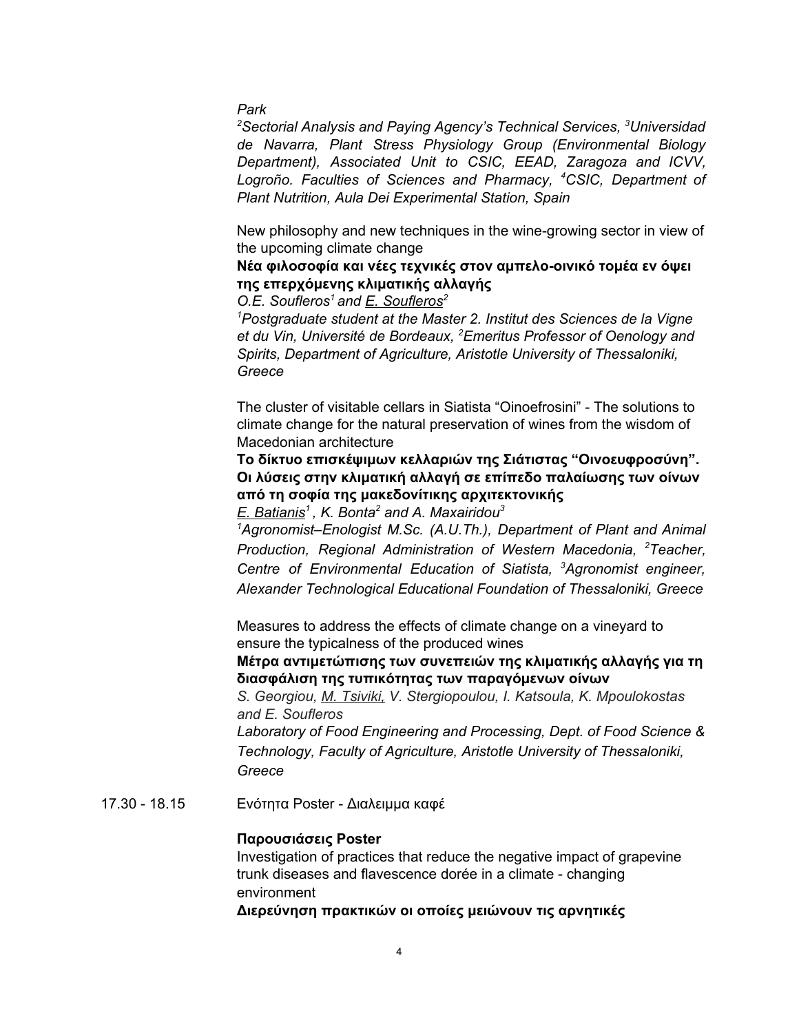*Park*

*[2]Sectorial Analysis and Paying Agency's Technical Services, [3]Universidad de Navarra, Plant Stress Physiology Group (Environmental Biology Department), Associated Unit to CSIC, EEAD, Zaragoza and ICVV, Logroño. Faculties of Sciences and Pharmacy, [4]CSIC, Department of Plant Nutrition, Aula Dei Experimental Station, Spain*

New philosophy and new techniques in the wine-growing sector in view of the upcoming climate change

**Νέα φιλοσοφία και νέες τεχνικές στον αμπελο-οινικό τομέα εν όψει της επερχόμενης κλιματικής αλλαγής**

*O.E. Soufleros[1] and <u>E. Soufleros</u>[2]*

*[1]Postgraduate student at the Master 2. Institut des Sciences de la Vigne et du Vin, Université de Bordeaux, [2]Emeritus Professor of Oenology and Spirits, Department of Agriculture, Aristotle University of Thessaloniki, Greece*

The cluster of visitable cellars in Siatista "Oinoefrosini" - The solutions to climate change for the natural preservation of wines from the wisdom of Macedonian architecture

**Το δίκτυο επισκέψιμων κελλαριών της Σιάτιστας "Οινοευφροσύνη". Οι λύσεις στην κλιματική αλλαγή σε επίπεδο παλαίωσης των οίνων από τη σοφία της μακεδονίτικης αρχιτεκτονικής**

*<u>E. Batianis</u>[1], K. Bonta[2] and A. Maxairidou[3]*

*[1]Agronomist–Enologist M.Sc. (A.U.Th.), Department of Plant and Animal Production, Regional Administration of Western Macedonia, [2]Teacher, Centre of Environmental Education of Siatista, [3]Agronomist engineer, Alexander Technological Educational Foundation of Thessaloniki, Greece*

Measures to address the effects of climate change on a vineyard to ensure the typicalness of the produced wines

**Μέτρα αντιμετώπισης των συνεπειών της κλιματικής αλλαγής για τη διασφάλιση της τυπικότητας των παραγόμενων οίνων**

*S. Georgiou, <u>M. Tsiviki,</u> V. Stergiopoulou, I. Katsoula, K. Mpoulokostas and E. Soufleros*

*Laboratory of Food Engineering and Processing, Dept. of Food Science & Technology, Faculty of Agriculture, Aristotle University of Thessaloniki, Greece*

17.30 - 18.15 Ενότητα Poster - Διαλειμμα καφέ

**Παρουσιάσεις Poster**

Investigation of practices that reduce the negative impact of grapevine trunk diseases and flavescence dorée in a climate - changing environment

**Διερεύνηση πρακτικών οι οποίες μειώνουν τις αρνητικές**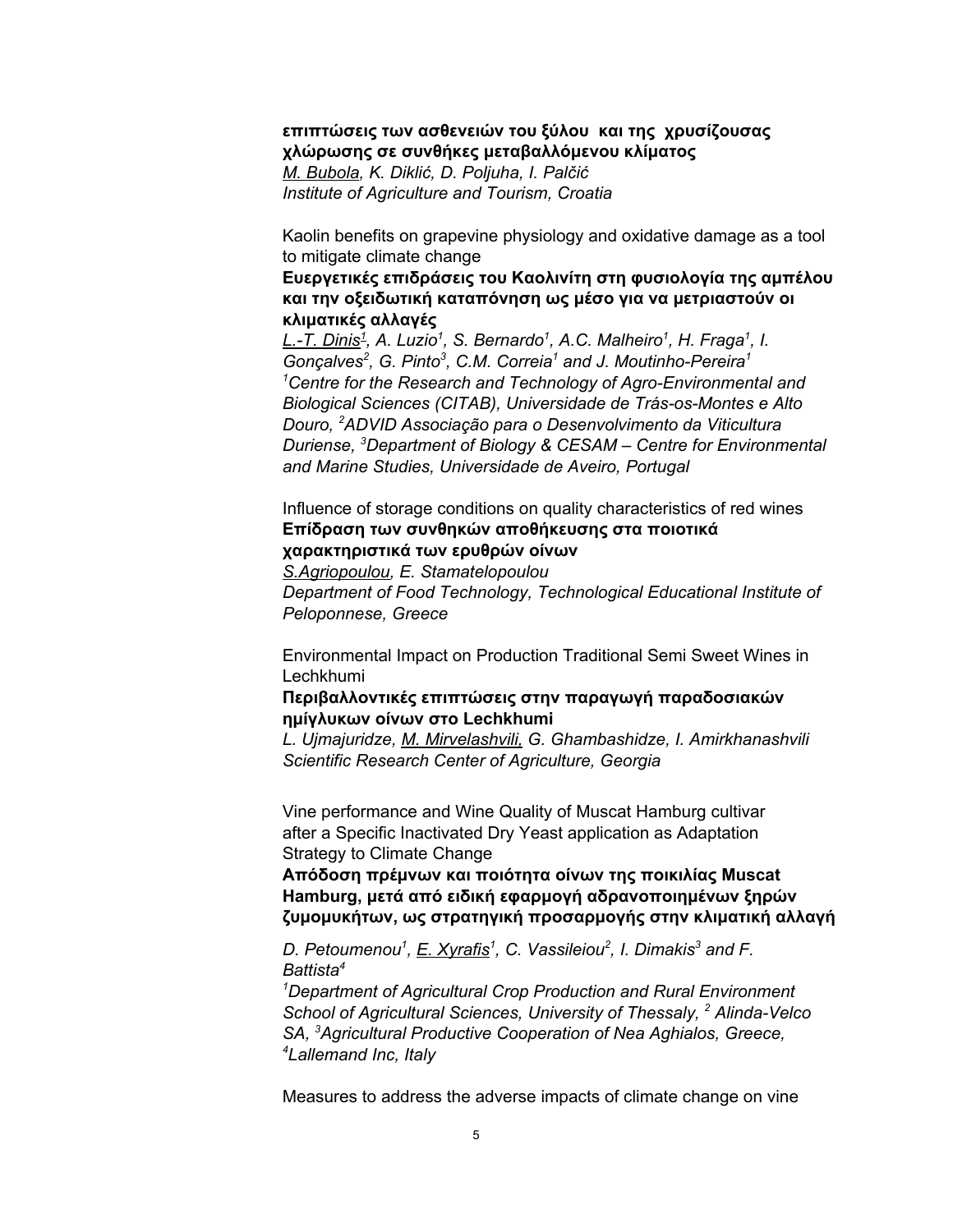**επιπτώσεις των ασθενειών του ξύλου και της χρυσίζουσας χλώρωσης σε συνθήκες μεταβαλλόμενου κλίματος**
*M. Bubola, K. Diklić, D. Poljuha, I. Palčić*
*Institute of Agriculture and Tourism, Croatia*

Kaolin benefits on grapevine physiology and oxidative damage as a tool to mitigate climate change
**Ευεργετικές επιδράσεις του Καολινίτη στη φυσιολογία της αμπέλου και την οξειδωτική καταπόνηση ως μέσο για να μετριαστούν οι κλιματικές αλλαγές**
*L.-T. Dinis[1], A. Luzio[1], S. Bernardo[1], A.C. Malheiro[1], H. Fraga[1], I. Gonçalves[2], G. Pinto[3], C.M. Correia[1] and J. Moutinho-Pereira[1]*
*[1]Centre for the Research and Technology of Agro-Environmental and Biological Sciences (CITAB), Universidade de Trás-os-Montes e Alto Douro, [2]ADVID Associação para o Desenvolvimento da Viticultura Duriense, [3]Department of Biology & CESAM – Centre for Environmental and Marine Studies, Universidade de Aveiro, Portugal*

Influence of storage conditions on quality characteristics of red wines
**Επίδραση των συνθηκών αποθήκευσης στα ποιοτικά χαρακτηριστικά των ερυθρών οίνων**
*S.Agriopoulou, E. Stamatelopoulou*
*Department of Food Technology, Technological Educational Institute of Peloponnese, Greece*

Environmental Impact on Production Traditional Semi Sweet Wines in Lechkhumi
**Περιβαλλοντικές επιπτώσεις στην παραγωγή παραδοσιακών ημίγλυκων οίνων στο Lechkhumi**
*L. Ujmajuridze, M. Mirvelashvili, G. Ghambashidze, I. Amirkhanashvili*
*Scientific Research Center of Agriculture, Georgia*

Vine performance and Wine Quality of Muscat Hamburg cultivar after a Specific Inactivated Dry Yeast application as Adaptation Strategy to Climate Change
**Απόδοση πρέμνων και ποιότητα οίνων της ποικιλίας Muscat Hamburg, μετά από ειδική εφαρμογή αδρανοποιημένων ξηρών ζυμομυκήτων, ως στρατηγική προσαρμογής στην κλιματική αλλαγή**

*D. Petoumenou[1], E. Xyrafis[1], C. Vassileiou[2], I. Dimakis[3] and F. Battista[4]*
*[1]Department of Agricultural Crop Production and Rural Environment School of Agricultural Sciences, University of Thessaly, [2] Alinda-Velco SA, [3]Agricultural Productive Cooperation of Nea Aghialos, Greece, [4]Lallemand Inc, Italy*

Measures to address the adverse impacts of climate change on vine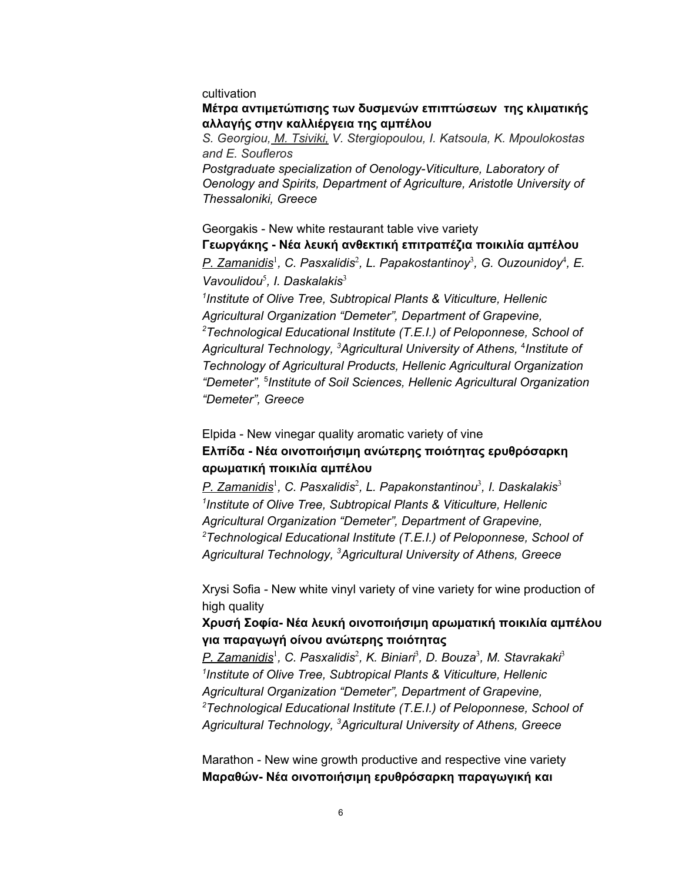cultivation

**Μέτρα αντιμετώπισης των δυσμενών επιπτώσεων της κλιματικής αλλαγής στην καλλιέργεια της αμπέλου**

*S. Georgiou, M. Tsiviki, V. Stergiopoulou, I. Katsoula, K. Mpoulokostas and E. Soufleros*

*Postgraduate specialization of Oenology-Viticulture, Laboratory of Oenology and Spirits, Department of Agriculture, Aristotle University of Thessaloniki, Greece*

Georgakis - New white restaurant table vive variety

**Γεωργάκης - Νέα λευκή ανθεκτική επιτραπέζια ποικιλία αμπέλου**

*P. Zamanidis[1], C. Pasxalidis[2], L. Papakostantinoy[3], G. Ouzounidoy[4], E. Vavoulidou[5], I. Daskalakis[3]*

*[1]Institute of Olive Tree, Subtropical Plants & Viticulture, Hellenic Agricultural Organization "Demeter", Department of Grapevine, [2]Technological Educational Institute (T.E.I.) of Peloponnese, School of Agricultural Technology, [3]Agricultural University of Athens, [4]Institute of Technology of Agricultural Products, Hellenic Agricultural Organization "Demeter", [5]Institute of Soil Sciences, Hellenic Agricultural Organization "Demeter", Greece*

Elpida - New vinegar quality aromatic variety of vine

**Ελπίδα - Νέα οινοποιήσιμη ανώτερης ποιότητας ερυθρόσαρκη αρωματική ποικιλία αμπέλου**

*P. Zamanidis[1], C. Pasxalidis[2], L. Papakonstantinou[3], I. Daskalakis[3]*

*[1]Institute of Olive Tree, Subtropical Plants & Viticulture, Hellenic Agricultural Organization "Demeter", Department of Grapevine, [2]Technological Educational Institute (T.E.I.) of Peloponnese, School of Agricultural Technology, [3]Agricultural University of Athens, Greece*

Xrysi Sofia - New white vinyl variety of vine variety for wine production of high quality

**Χρυσή Σοφία- Νέα λευκή οινοποιήσιμη αρωματική ποικιλία αμπέλου για παραγωγή οίνου ανώτερης ποιότητας**

*P. Zamanidis[1], C. Pasxalidis[2], K. Biniari[3], D. Bouza[3], M. Stavrakaki[3]*

*[1]Institute of Olive Tree, Subtropical Plants & Viticulture, Hellenic Agricultural Organization "Demeter", Department of Grapevine, [2]Technological Educational Institute (T.E.I.) of Peloponnese, School of Agricultural Technology, [3]Agricultural University of Athens, Greece*

Marathon - New wine growth productive and respective vine variety

**Μαραθών- Νέα οινοποιήσιμη ερυθρόσαρκη παραγωγική και**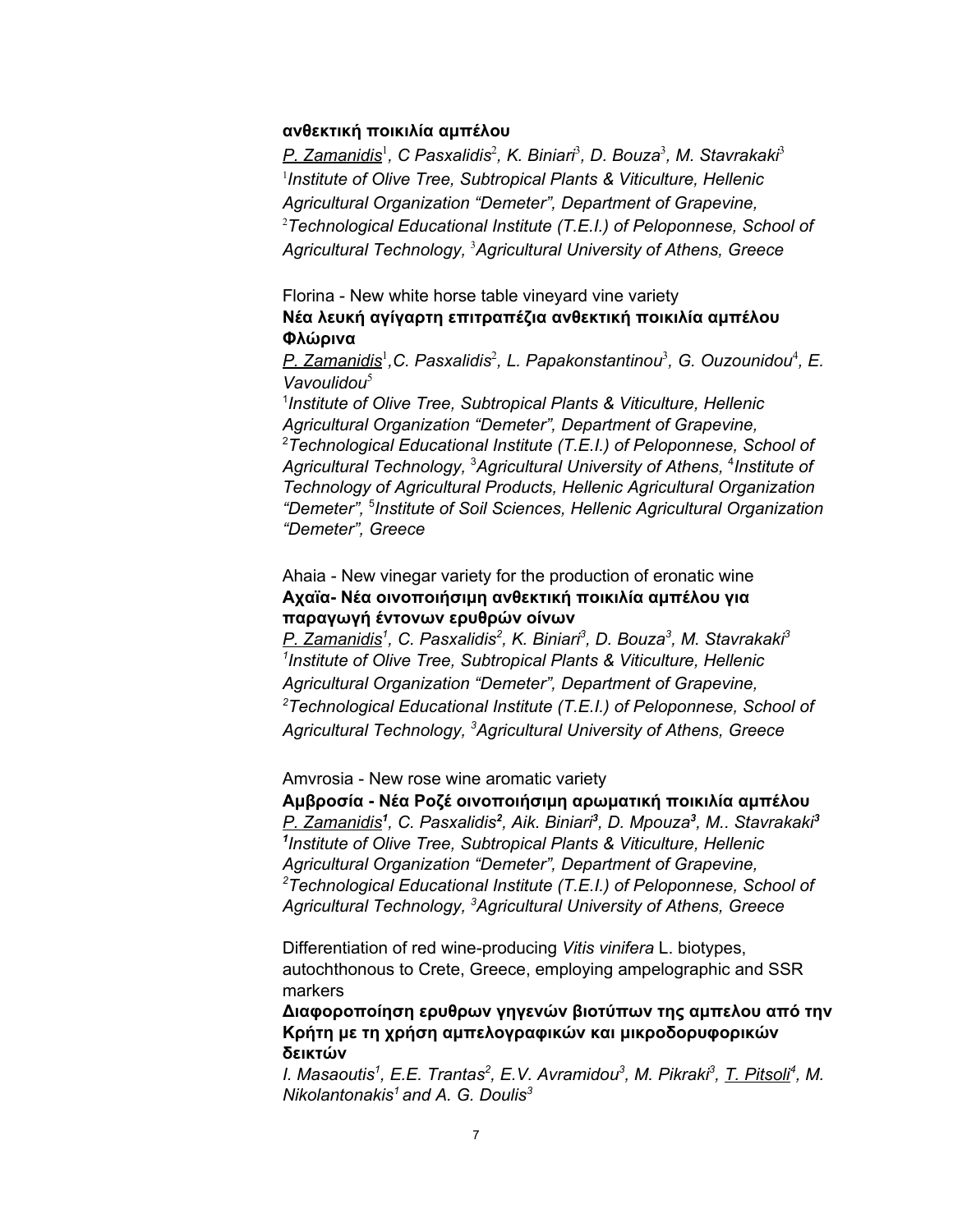**ανθεκτική ποικιλία αμπέλου**

*<u>P. Zamanidis</u>[1], C Pasxalidis[2], K. Biniari[3], D. Bouza[3], M. Stavrakaki[3]*
*[1]Institute of Olive Tree, Subtropical Plants & Viticulture, Hellenic Agricultural Organization "Demeter", Department of Grapevine, [2]Technological Educational Institute (T.E.I.) of Peloponnese, School of Agricultural Technology, [3]Agricultural University of Athens, Greece*

Florina - New white horse table vineyard vine variety
**Νέα λευκή αγίγαρτη επιτραπέζια ανθεκτική ποικιλία αμπέλου Φλώρινα**

*<u>P. Zamanidis</u>[1],C. Pasxalidis[2], L. Papakonstantinou[3], G. Ouzounidou[4], E. Vavoulidou[5]*
*[1]Institute of Olive Tree, Subtropical Plants & Viticulture, Hellenic Agricultural Organization "Demeter", Department of Grapevine, [2]Technological Educational Institute (T.E.I.) of Peloponnese, School of Agricultural Technology, [3]Agricultural University of Athens, [4]Institute of Technology of Agricultural Products, Hellenic Agricultural Organization "Demeter", [5]Institute of Soil Sciences, Hellenic Agricultural Organization "Demeter", Greece*

Ahaia - New vinegar variety for the production of eronatic wine
**Αχαϊα- Νέα οινοποιήσιμη ανθεκτική ποικιλία αμπέλου για παραγωγή έντονων ερυθρών οίνων**

*<u>P. Zamanidis</u>[1], C. Pasxalidis[2], K. Biniari[3], D. Bouza[3], M. Stavrakaki[3]*
*[1]Institute of Olive Tree, Subtropical Plants & Viticulture, Hellenic Agricultural Organization "Demeter", Department of Grapevine, [2]Technological Educational Institute (T.E.I.) of Peloponnese, School of Agricultural Technology, [3]Agricultural University of Athens, Greece*

Amvrosia - New rose wine aromatic variety
**Αμβροσία - Νέα Ροζέ οινοποιήσιμη αρωματική ποικιλία αμπέλου**

*<u>P. Zamanidis</u>[1], C. Pasxalidis[2], Aik. Biniari[3], D. Mpouza[3], M.. Stavrakaki[3]*
*[1]Institute of Olive Tree, Subtropical Plants & Viticulture, Hellenic Agricultural Organization "Demeter", Department of Grapevine, [2]Technological Educational Institute (T.E.I.) of Peloponnese, School of Agricultural Technology, [3]Agricultural University of Athens, Greece*

Differentiation of red wine-producing *Vitis vinifera* L. biotypes, autochthonous to Crete, Greece, employing ampelographic and SSR markers
**Διαφοροποίηση ερυθρων γηγενών βιοτύπων της αμπελου από την Κρήτη με τη χρήση αμπελογραφικών και μικροδορυφορικών δεικτών**

*I. Masaoutis[1], E.E. Trantas[2], E.V. Avramidou[3], M. Pikraki[3], <u>T. Pitsoli</u>[4], M. Nikolantonakis[1] and A. G. Doulis[3]*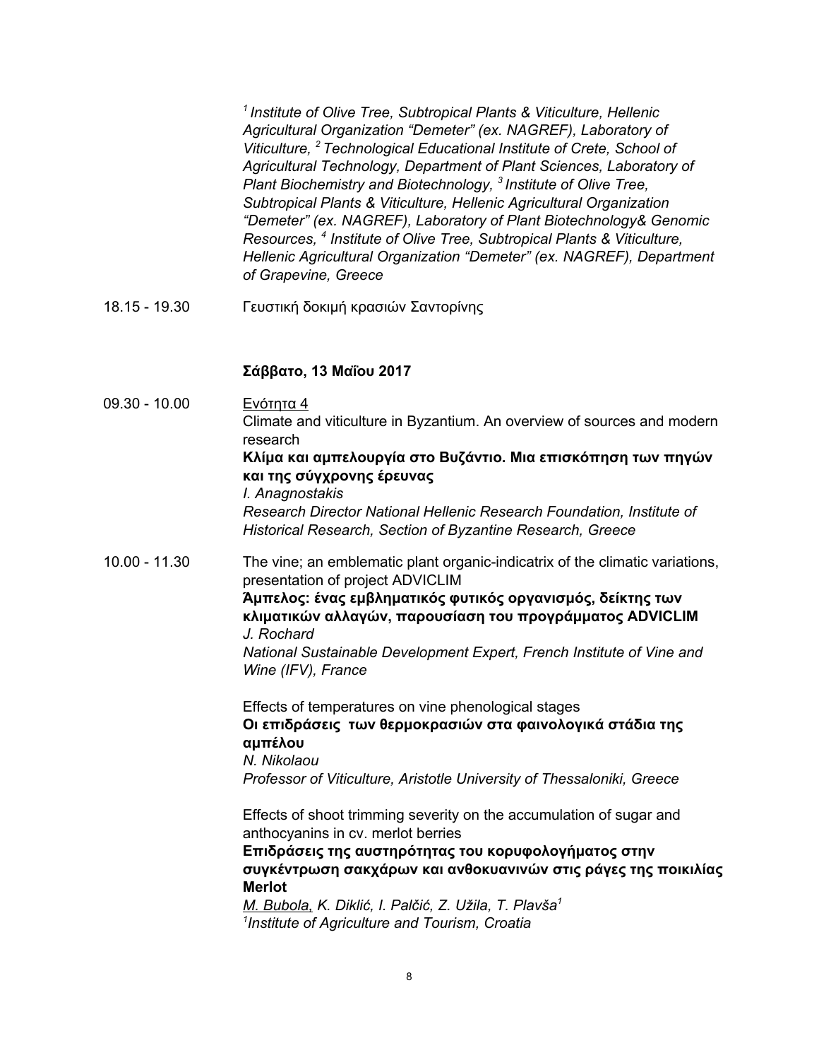*[1] Institute of Olive Tree, Subtropical Plants & Viticulture, Hellenic Agricultural Organization "Demeter" (ex. NAGREF), Laboratory of Viticulture, [2] Technological Educational Institute of Crete, School of Agricultural Technology, Department of Plant Sciences, Laboratory of Plant Biochemistry and Biotechnology, [3] Institute of Olive Tree, Subtropical Plants & Viticulture, Hellenic Agricultural Organization "Demeter" (ex. NAGREF), Laboratory of Plant Biotechnology& Genomic Resources, [4] Institute of Olive Tree, Subtropical Plants & Viticulture, Hellenic Agricultural Organization "Demeter" (ex. NAGREF), Department of Grapevine, Greece*

18.15 - 19.30 Γευστική δοκιμή κρασιών Σαντορίνης

**Σάββατο, 13 Μαΐου 2017**

09.30 - 10.00 Ενότητα 4

Climate and viticulture in Byzantium. An overview of sources and modern research

**Κλίμα και αμπελουργία στο Βυζάντιο. Μια επισκόπηση των πηγών και της σύγχρονης έρευνας**

*I. Anagnostakis*

*Research Director National Hellenic Research Foundation, Institute of Historical Research, Section of Byzantine Research, Greece*

10.00 - 11.30 The vine; an emblematic plant organic-indicatrix of the climatic variations, presentation of project ADVICLIM

**Άμπελος: ένας εμβληματικός φυτικός οργανισμός, δείκτης των κλιματικών αλλαγών, παρουσίαση του προγράμματος ADVICLIM**

*J. Rochard*

*National Sustainable Development Expert, French Institute of Vine and Wine (IFV), France*

Effects of temperatures on vine phenological stages

**Οι επιδράσεις των θερμοκρασιών στα φαινολογικά στάδια της αμπέλου**

*N. Nikolaou*

*Professor of Viticulture, Aristotle University of Thessaloniki, Greece*

Effects of shoot trimming severity on the accumulation of sugar and anthocyanins in cv. merlot berries

**Επιδράσεις της αυστηρότητας του κορυφολογήματος στην συγκέντρωση σακχάρων και ανθοκυανινών στις ράγες της ποικιλίας Merlot**

*M. Bubola, K. Diklić, I. Palčić, Z. Užila, T. Plavša[1]*

*[1]Institute of Agriculture and Tourism, Croatia*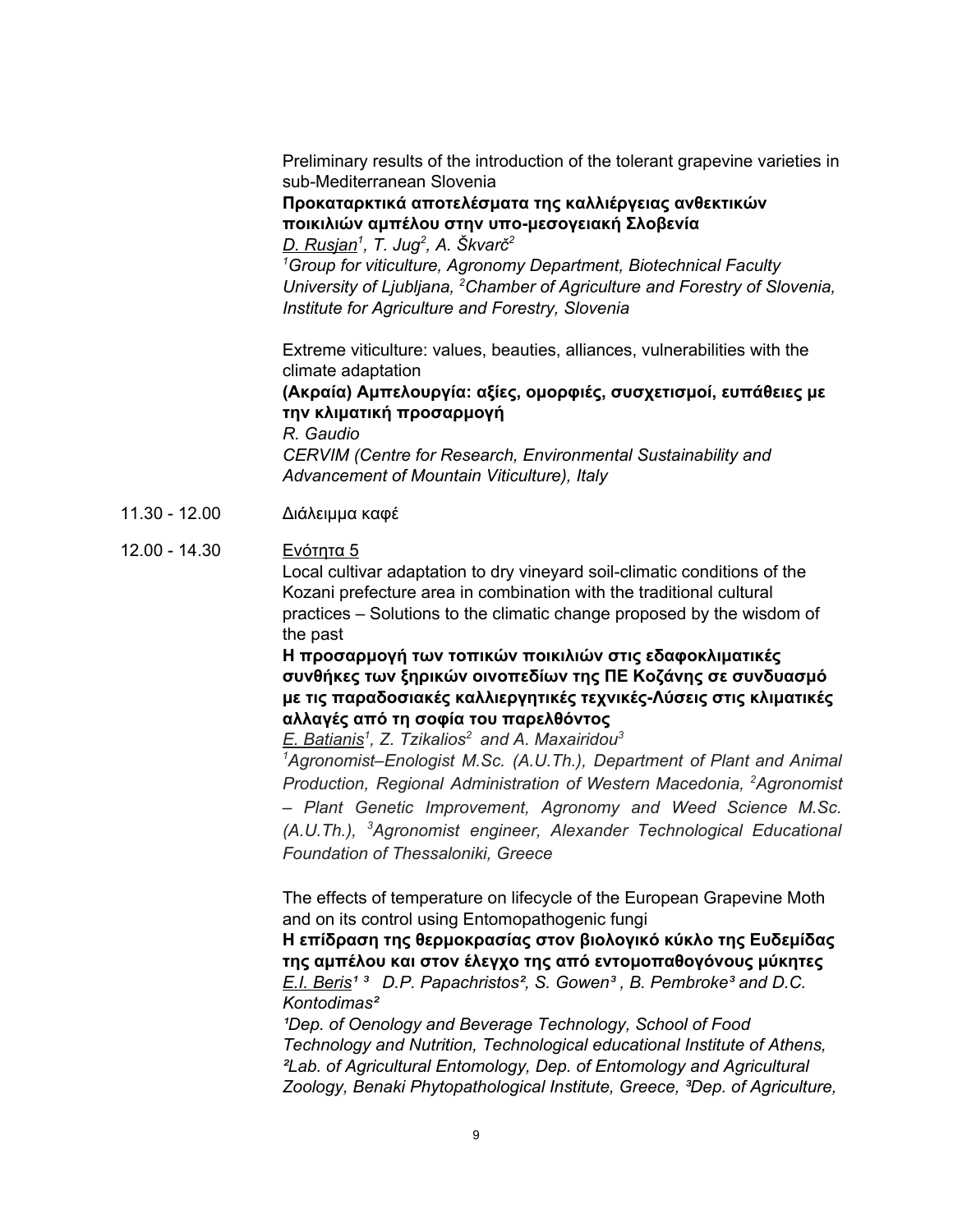Preliminary results of the introduction of the tolerant grapevine varieties in sub-Mediterranean Slovenia

**Προκαταρκτικά αποτελέσματα της καλλιέργειας ανθεκτικών ποικιλιών αμπέλου στην υπο-μεσογειακή Σλοβενία**

*D. Rusjan[1], T. Jug[2], A. Škvarč[2]*

*[1]Group for viticulture, Agronomy Department, Biotechnical Faculty University of Ljubljana, [2]Chamber of Agriculture and Forestry of Slovenia, Institute for Agriculture and Forestry, Slovenia*

Extreme viticulture: values, beauties, alliances, vulnerabilities with the climate adaptation

**(Ακραία) Αμπελουργία: αξίες, ομορφιές, συσχετισμοί, ευπάθειες με την κλιματική προσαρμογή**

*R. Gaudio*

*CERVIM (Centre for Research, Environmental Sustainability and Advancement of Mountain Viticulture), Italy*

11.30 - 12.00 Διάλειμμα καφέ

12.00 - 14.30 Ενότητα 5

Local cultivar adaptation to dry vineyard soil-climatic conditions of the Kozani prefecture area in combination with the traditional cultural practices – Solutions to the climatic change proposed by the wisdom of the past

**Η προσαρμογή των τοπικών ποικιλιών στις εδαφοκλιματικές συνθήκες των ξηρικών οινοπεδίων της ΠΕ Κοζάνης σε συνδυασμό με τις παραδοσιακές καλλιεργητικές τεχνικές-Λύσεις στις κλιματικές αλλαγές από τη σοφία του παρελθόντος**

*E. Batianis[1], Z. Tzikalios[2] and A. Maxairidou[3]*

*[1]Agronomist–Enologist M.Sc. (A.U.Th.), Department of Plant and Animal Production, Regional Administration of Western Macedonia, [2]Agronomist – Plant Genetic Improvement, Agronomy and Weed Science M.Sc. (A.U.Th.), [3]Agronomist engineer, Alexander Technological Educational Foundation of Thessaloniki, Greece*

The effects of temperature on lifecycle of the European Grapevine Moth and on its control using Entomopathogenic fungi

**Η επίδραση της θερμοκρασίας στον βιολογικό κύκλο της Ευδεμίδας της αμπέλου και στον έλεγχο της από εντομοπαθογόνους μύκητες**

*E.I. Beris[1,3] D.P. Papachristos[2], S. Gowen[3], B. Pembroke[3] and D.C. Kontodimas[2]*

*[1]Dep. of Oenology and Beverage Technology, School of Food Technology and Nutrition, Technological educational Institute of Athens, [2]Lab. of Agricultural Entomology, Dep. of Entomology and Agricultural Zoology, Benaki Phytopathological Institute, Greece, [3]Dep. of Agriculture,*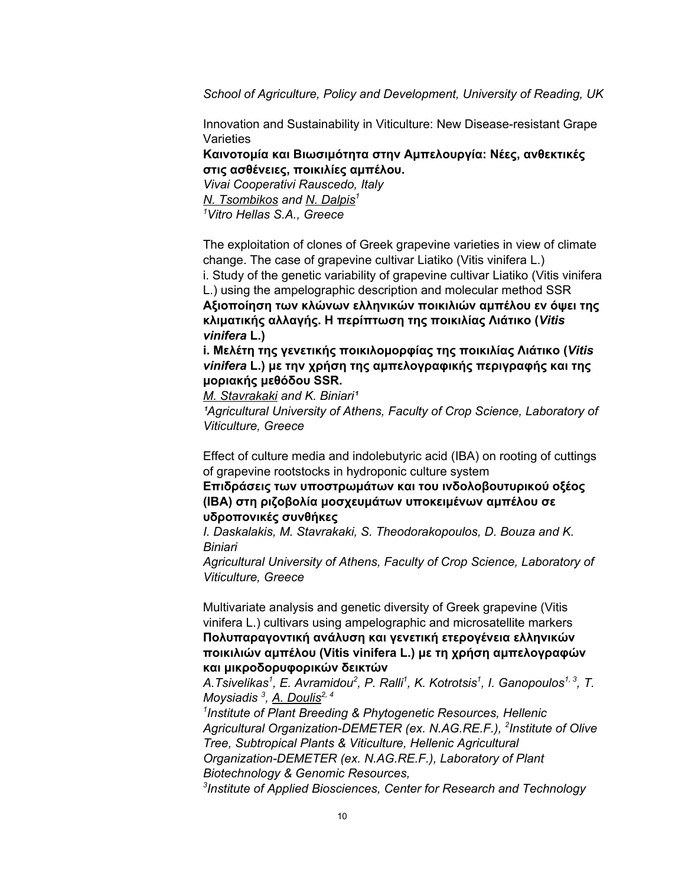*School of Agriculture, Policy and Development, University of Reading, UK*

Innovation and Sustainability in Viticulture: New Disease-resistant Grape Varieties
**Καινοτομία και Βιωσιμότητα στην Αμπελουργία: Νέες, ανθεκτικές στις ασθένειες, ποικιλίες αμπέλου.**
*Vivai Cooperativi Rauscedo, Italy*
*<u>N. Tsombikos</u> and <u>N. Dalpis</u>[1]*
*[1]Vitro Hellas S.A., Greece*

The exploitation of clones of Greek grapevine varieties in view of climate change. The case of grapevine cultivar Liatiko (Vitis vinifera L.)
i. Study of the genetic variability of grapevine cultivar Liatiko (Vitis vinifera L.) using the ampelographic description and molecular method SSR
**Αξιοποίηση των κλώνων ελληνικών ποικιλιών αμπέλου εν όψει της κλιματικής αλλαγής. Η περίπτωση της ποικιλίας Λιάτικο (*Vitis vinifera* L.)**
**i. Μελέτη της γενετικής ποικιλομορφίας της ποικιλίας Λιάτικο (*Vitis vinifera* L.) με την χρήση της αμπελογραφικής περιγραφής και της μοριακής μεθόδου SSR.**
*<u>M. Stavrakaki</u> and K. Biniari[1]*
*[1]Agricultural University of Athens, Faculty of Crop Science, Laboratory of Viticulture, Greece*

Effect of culture media and indolebutyric acid (IBA) on rooting of cuttings of grapevine rootstocks in hydroponic culture system
**Επιδράσεις των υποστρωμάτων και του ινδολοβουτυρικού οξέος (IBA) στη ριζοβολία μοσχευμάτων υποκειμένων αμπέλου σε υδροπονικές συνθήκες**
*I. Daskalakis, M. Stavrakaki, S. Theodorakopoulos, D. Bouza and K. Biniari*
*Agricultural University of Athens, Faculty of Crop Science, Laboratory of Viticulture, Greece*

Multivariate analysis and genetic diversity of Greek grapevine (Vitis vinifera L.) cultivars using ampelographic and microsatellite markers
**Πολυπαραγοντική ανάλυση και γενετική ετερογένεια ελληνικών ποικιλιών αμπέλου (Vitis vinifera L.) με τη χρήση αμπελογραφών και μικροδορυφορικών δεικτών**
*A.Tsivelikas[1], E. Avramidou[2], P. Ralli[1], K. Kotrotsis[1], I. Ganopoulos[1, 3], T. Moysiadis [3], <u>A. Doulis</u>[2, 4]*
*[1]Institute of Plant Breeding & Phytogenetic Resources, Hellenic Agricultural Organization-DEMETER (ex. N.AG.RE.F.), [2]Institute of Olive Tree, Subtropical Plants & Viticulture, Hellenic Agricultural Organization-DEMETER (ex. N.AG.RE.F.), Laboratory of Plant Biotechnology & Genomic Resources,*
*[3]Institute of Applied Biosciences, Center for Research and Technology*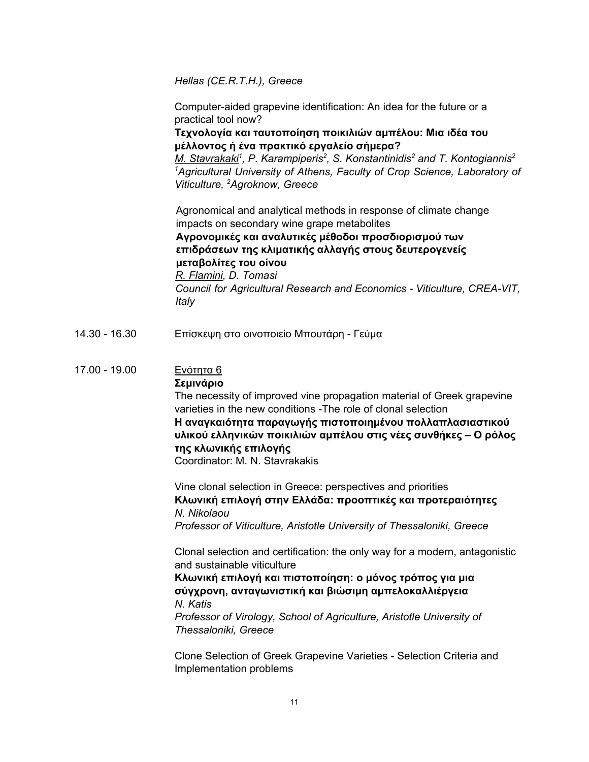*Hellas (CE.R.T.H.), Greece*

Computer-aided grapevine identification: An idea for the future or a practical tool now?
**Τεχνολογία και ταυτοποίηση ποικιλιών αμπέλου: Μια ιδέα του μέλλοντος ή ένα πρακτικό εργαλείο σήμερα?**
*M. Stavrakaki[1], P. Karampiperis[2], S. Konstantinidis[2] and T. Kontogiannis[2]*
*[1]Agricultural University of Athens, Faculty of Crop Science, Laboratory of Viticulture, [2]Agroknow, Greece*

Agronomical and analytical methods in response of climate change impacts on secondary wine grape metabolites
**Αγρονομικές και αναλυτικές μέθοδοι προσδιορισμού των επιδράσεων της κλιματικής αλλαγής στους δευτερογενείς μεταβολίτες του οίνου**
*R. Flamini, D. Tomasi*
*Council for Agricultural Research and Economics - Viticulture, CREA-VIT, Italy*

14.30 - 16.30 Επίσκεψη στο οινοποιείο Μπουτάρη - Γεύμα

17.00 - 19.00 Ενότητα 6

**Σεμινάριο**
The necessity of improved vine propagation material of Greek grapevine varieties in the new conditions -The role of clonal selection
**Η αναγκαιότητα παραγωγής πιστοποιημένου πολλαπλασιαστικού υλικού ελληνικών ποικιλιών αμπέλου στις νέες συνθήκες – Ο ρόλος της κλωνικής επιλογής**
Coordinator: M. N. Stavrakakis

Vine clonal selection in Greece: perspectives and priorities
**Κλωνική επιλογή στην Ελλάδα: προοπτικές και προτεραιότητες**
*N. Nikolaou*
*Professor of Viticulture, Aristotle University of Thessaloniki, Greece*

Clonal selection and certification: the only way for a modern, antagonistic and sustainable viticulture
**Κλωνική επιλογή και πιστοποίηση: ο μόνος τρόπος για μια σύγχρονη, ανταγωνιστική και βιώσιμη αμπελοκαλλιέργεια**
*N. Katis*
*Professor of Virology, School of Agriculture, Aristotle University of Thessaloniki, Greece*

Clone Selection of Greek Grapevine Varieties - Selection Criteria and Implementation problems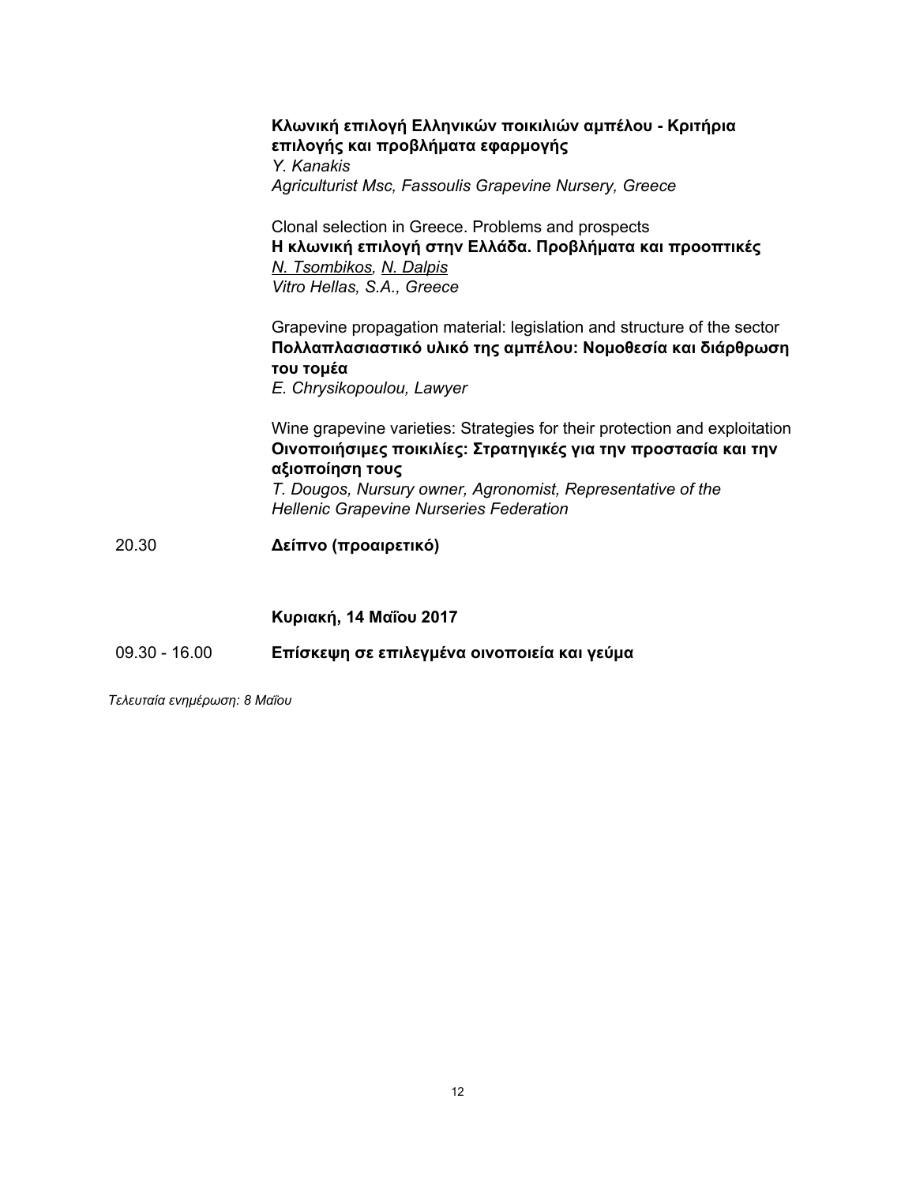**Κλωνική επιλογή Ελληνικών ποικιλιών αμπέλου - Κριτήρια επιλογής και προβλήματα εφαρμογής**
*Y. Kanakis*
*Agriculturist Msc, Fassoulis Grapevine Nursery, Greece*

Clonal selection in Greece. Problems and prospects
**Η κλωνική επιλογή στην Ελλάδα. Προβλήματα και προοπτικές**
*N. Tsombikos, N. Dalpis*
*Vitro Hellas, S.A., Greece*

Grapevine propagation material: legislation and structure of the sector
**Πολλαπλασιαστικό υλικό της αμπέλου: Νομοθεσία και διάρθρωση του τομέα**
*E. Chrysikopoulou, Lawyer*

Wine grapevine varieties: Strategies for their protection and exploitation
**Οινοποιήσιμες ποικιλίες: Στρατηγικές για την προστασία και την αξιοποίηση τους**
*T. Dougos, Nursury owner, Agronomist, Representative of the Hellenic Grapevine Nurseries Federation*

20.30 **Δείπνο (προαιρετικό)**

**Κυριακή, 14 Μαΐου 2017**

09.30 - 16.00 **Επίσκεψη σε επιλεγμένα οινοποιεία και γεύμα**

*Τελευταία ενημέρωση: 8 Μαΐου*